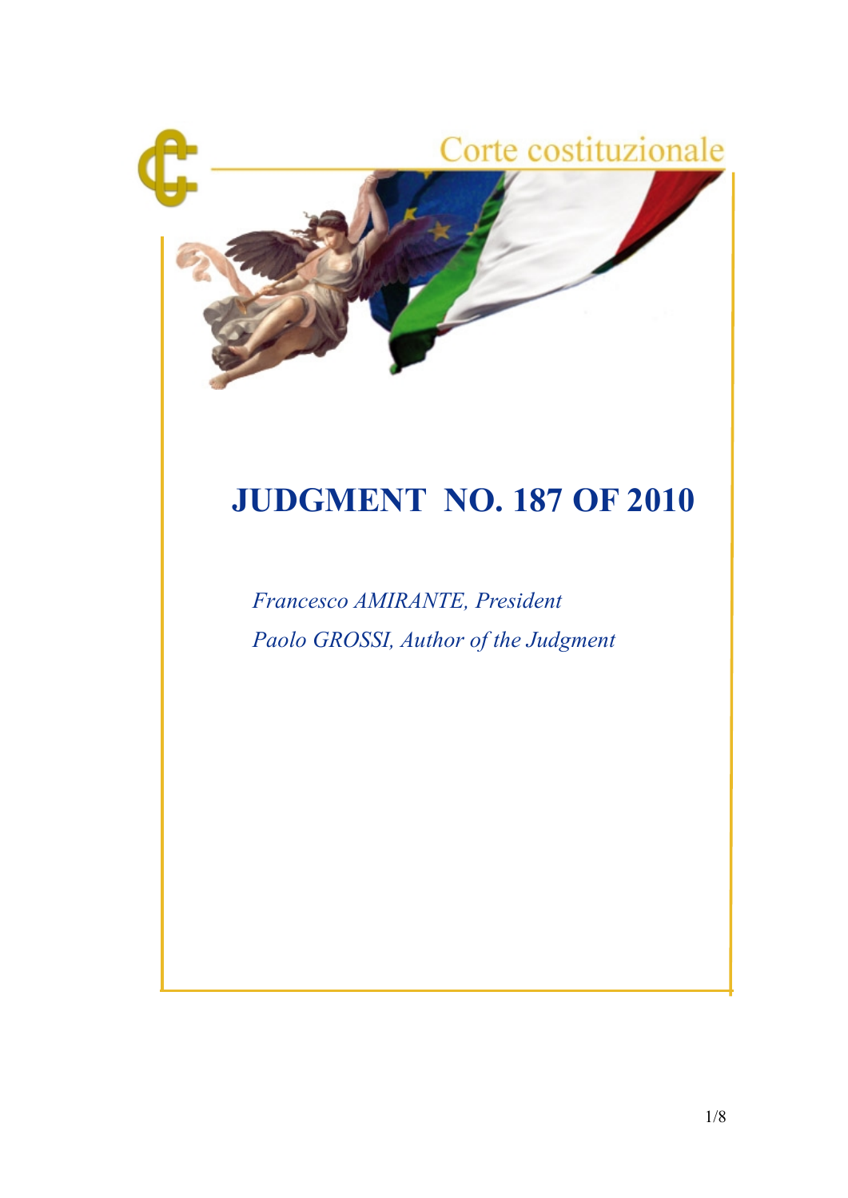Corte costituzionale

# JUDGMENT NO. 187 OF 2010

*Francesco AMIRANTE, President*

*Paolo GROSSI, Author of the Judgment*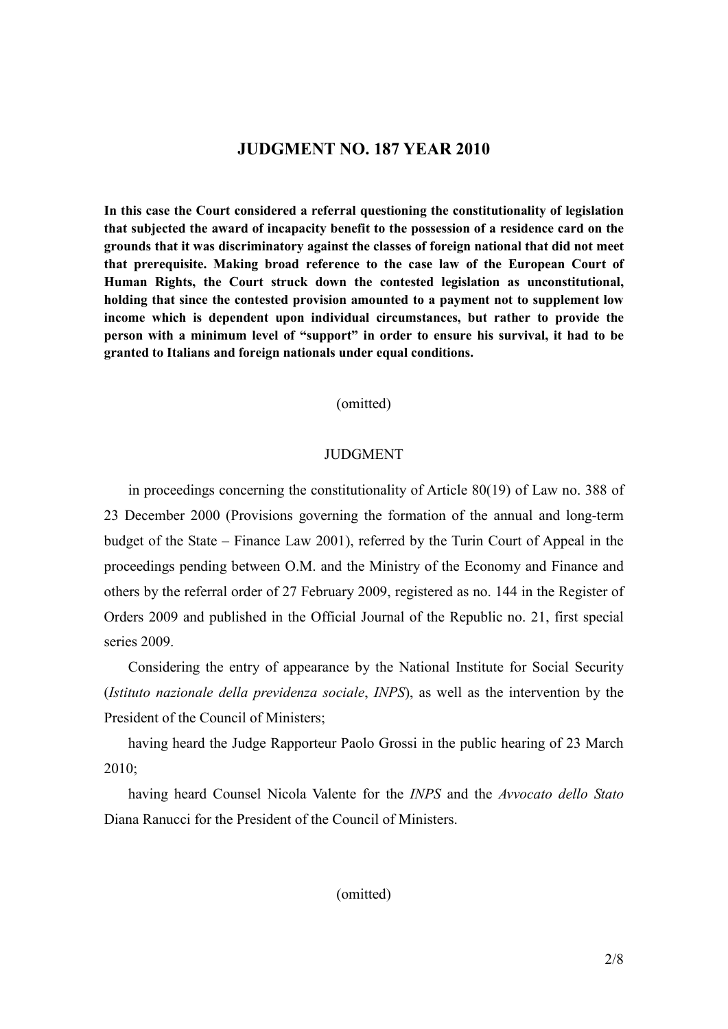## JUDGMENT NO. 187 YEAR 2010

**In this case the Court considered a referral questioning the constitutionality of legislation that subjected the award of incapacity benefit to the possession of a residence card on the grounds that it was discriminatory against the classes of foreign national that did not meet that prerequisite. Making broad reference to the case law of the European Court of Human Rights, the Court struck down the contested legislation as unconstitutional, holding that since the contested provision amounted to a payment not to supplement low income which is dependent upon individual circumstances, but rather to provide the person with a minimum level of "support" in order to ensure his survival, it had to be granted to Italians and foreign nationals under equal conditions.**

(omitted)

JUDGMENT

in proceedings concerning the constitutionality of Article 80(19) of Law no. 388 of 23 December 2000 (Provisions governing the formation of the annual and long-term budget of the State – Finance Law 2001), referred by the Turin Court of Appeal in the proceedings pending between O.M. and the Ministry of the Economy and Finance and others by the referral order of 27 February 2009, registered as no. 144 in the Register of Orders 2009 and published in the Official Journal of the Republic no. 21, first special series 2009.

Considering the entry of appearance by the National Institute for Social Security (*Istituto nazionale della previdenza sociale*, *INPS*), as well as the intervention by the President of the Council of Ministers;

having heard the Judge Rapporteur Paolo Grossi in the public hearing of 23 March 2010;

having heard Counsel Nicola Valente for the *INPS* and the *Avvocato dello Stato* Diana Ranucci for the President of the Council of Ministers.

(omitted)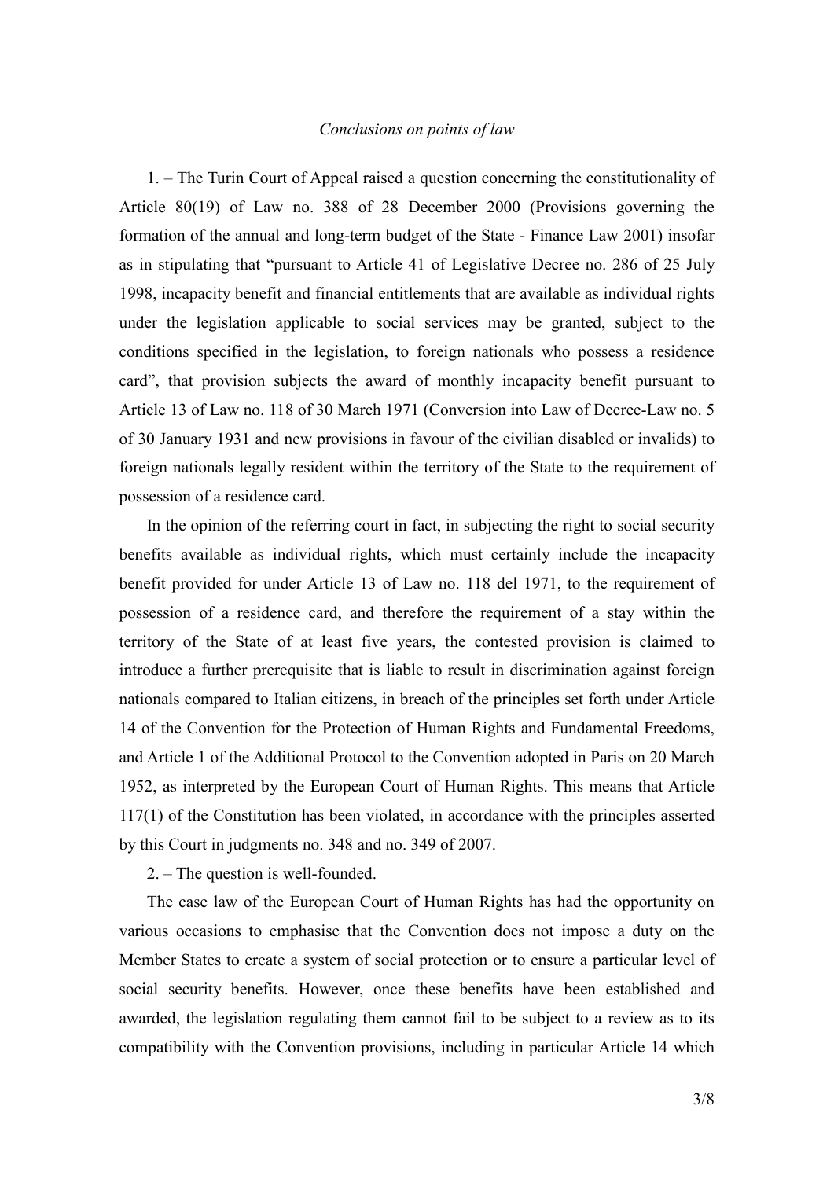*Conclusions on points of law*

1. – The Turin Court of Appeal raised a question concerning the constitutionality of Article 80(19) of Law no. 388 of 28 December 2000 (Provisions governing the formation of the annual and long-term budget of the State - Finance Law 2001) insofar as in stipulating that "pursuant to Article 41 of Legislative Decree no. 286 of 25 July 1998, incapacity benefit and financial entitlements that are available as individual rights under the legislation applicable to social services may be granted, subject to the conditions specified in the legislation, to foreign nationals who possess a residence card", that provision subjects the award of monthly incapacity benefit pursuant to Article 13 of Law no. 118 of 30 March 1971 (Conversion into Law of Decree-Law no. 5 of 30 January 1931 and new provisions in favour of the civilian disabled or invalids) to foreign nationals legally resident within the territory of the State to the requirement of possession of a residence card.

In the opinion of the referring court in fact, in subjecting the right to social security benefits available as individual rights, which must certainly include the incapacity benefit provided for under Article 13 of Law no. 118 del 1971, to the requirement of possession of a residence card, and therefore the requirement of a stay within the territory of the State of at least five years, the contested provision is claimed to introduce a further prerequisite that is liable to result in discrimination against foreign nationals compared to Italian citizens, in breach of the principles set forth under Article 14 of the Convention for the Protection of Human Rights and Fundamental Freedoms, and Article 1 of the Additional Protocol to the Convention adopted in Paris on 20 March 1952, as interpreted by the European Court of Human Rights. This means that Article 117(1) of the Constitution has been violated, in accordance with the principles asserted by this Court in judgments no. 348 and no. 349 of 2007.

2. – The question is well-founded.

The case law of the European Court of Human Rights has had the opportunity on various occasions to emphasise that the Convention does not impose a duty on the Member States to create a system of social protection or to ensure a particular level of social security benefits. However, once these benefits have been established and awarded, the legislation regulating them cannot fail to be subject to a review as to its compatibility with the Convention provisions, including in particular Article 14 which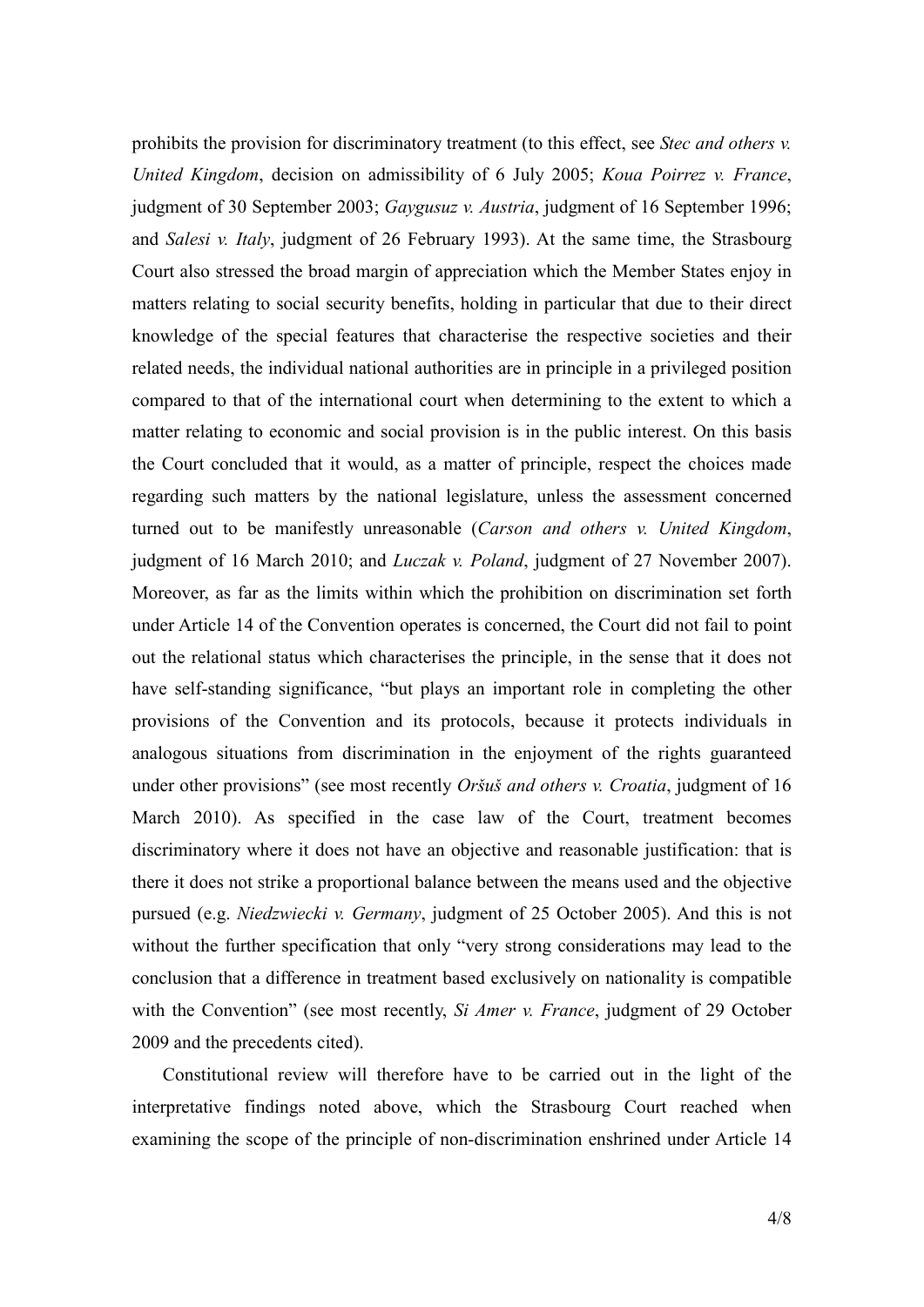prohibits the provision for discriminatory treatment (to this effect, see *Stec and others v. United Kingdom*, decision on admissibility of 6 July 2005; *Koua Poirrez v. France*, judgment of 30 September 2003; *Gaygusuz v. Austria*, judgment of 16 September 1996; and *Salesi v. Italy*, judgment of 26 February 1993). At the same time, the Strasbourg Court also stressed the broad margin of appreciation which the Member States enjoy in matters relating to social security benefits, holding in particular that due to their direct knowledge of the special features that characterise the respective societies and their related needs, the individual national authorities are in principle in a privileged position compared to that of the international court when determining to the extent to which a matter relating to economic and social provision is in the public interest. On this basis the Court concluded that it would, as a matter of principle, respect the choices made regarding such matters by the national legislature, unless the assessment concerned turned out to be manifestly unreasonable (*Carson and others v. United Kingdom*, judgment of 16 March 2010; and *Luczak v. Poland*, judgment of 27 November 2007). Moreover, as far as the limits within which the prohibition on discrimination set forth under Article 14 of the Convention operates is concerned, the Court did not fail to point out the relational status which characterises the principle, in the sense that it does not have self-standing significance, "but plays an important role in completing the other provisions of the Convention and its protocols, because it protects individuals in analogous situations from discrimination in the enjoyment of the rights guaranteed under other provisions" (see most recently *Oršuš and others v. Croatia*, judgment of 16 March 2010). As specified in the case law of the Court, treatment becomes discriminatory where it does not have an objective and reasonable justification: that is there it does not strike a proportional balance between the means used and the objective pursued (e.g. *Niedzwiecki v. Germany*, judgment of 25 October 2005). And this is not without the further specification that only "very strong considerations may lead to the conclusion that a difference in treatment based exclusively on nationality is compatible with the Convention" (see most recently, *Si Amer v. France*, judgment of 29 October 2009 and the precedents cited).

Constitutional review will therefore have to be carried out in the light of the interpretative findings noted above, which the Strasbourg Court reached when examining the scope of the principle of non-discrimination enshrined under Article 14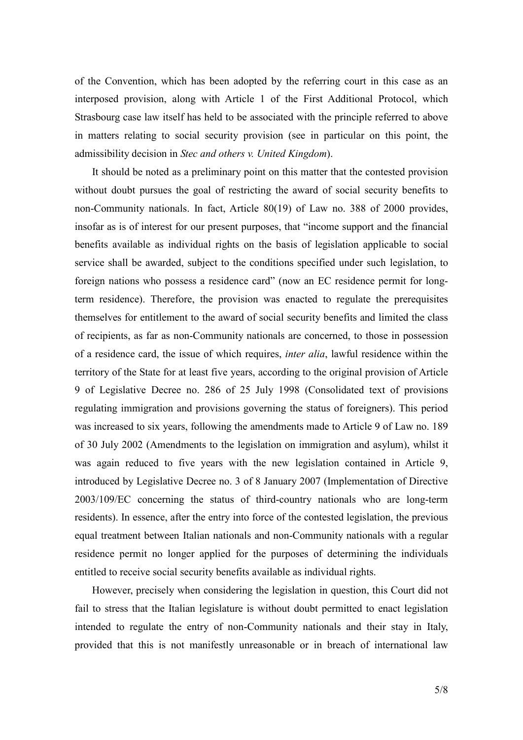of the Convention, which has been adopted by the referring court in this case as an interposed provision, along with Article 1 of the First Additional Protocol, which Strasbourg case law itself has held to be associated with the principle referred to above in matters relating to social security provision (see in particular on this point, the admissibility decision in *Stec and others v. United Kingdom*).

It should be noted as a preliminary point on this matter that the contested provision without doubt pursues the goal of restricting the award of social security benefits to non-Community nationals. In fact, Article 80(19) of Law no. 388 of 2000 provides, insofar as is of interest for our present purposes, that "income support and the financial benefits available as individual rights on the basis of legislation applicable to social service shall be awarded, subject to the conditions specified under such legislation, to foreign nations who possess a residence card" (now an EC residence permit for long-term residence). Therefore, the provision was enacted to regulate the prerequisites themselves for entitlement to the award of social security benefits and limited the class of recipients, as far as non-Community nationals are concerned, to those in possession of a residence card, the issue of which requires, *inter alia*, lawful residence within the territory of the State for at least five years, according to the original provision of Article 9 of Legislative Decree no. 286 of 25 July 1998 (Consolidated text of provisions regulating immigration and provisions governing the status of foreigners). This period was increased to six years, following the amendments made to Article 9 of Law no. 189 of 30 July 2002 (Amendments to the legislation on immigration and asylum), whilst it was again reduced to five years with the new legislation contained in Article 9, introduced by Legislative Decree no. 3 of 8 January 2007 (Implementation of Directive 2003/109/EC concerning the status of third-country nationals who are long-term residents). In essence, after the entry into force of the contested legislation, the previous equal treatment between Italian nationals and non-Community nationals with a regular residence permit no longer applied for the purposes of determining the individuals entitled to receive social security benefits available as individual rights.

However, precisely when considering the legislation in question, this Court did not fail to stress that the Italian legislature is without doubt permitted to enact legislation intended to regulate the entry of non-Community nationals and their stay in Italy, provided that this is not manifestly unreasonable or in breach of international law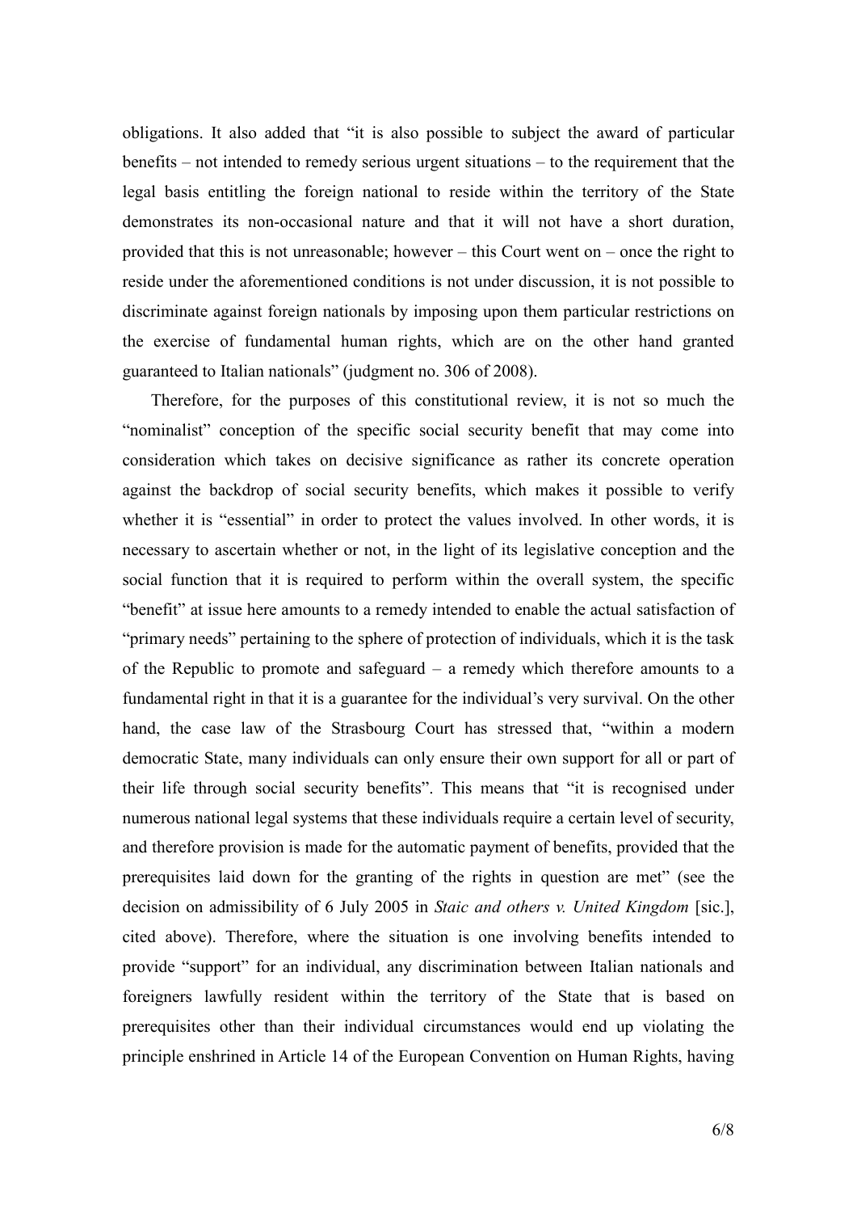obligations. It also added that "it is also possible to subject the award of particular benefits – not intended to remedy serious urgent situations – to the requirement that the legal basis entitling the foreign national to reside within the territory of the State demonstrates its non-occasional nature and that it will not have a short duration, provided that this is not unreasonable; however – this Court went on – once the right to reside under the aforementioned conditions is not under discussion, it is not possible to discriminate against foreign nationals by imposing upon them particular restrictions on the exercise of fundamental human rights, which are on the other hand granted guaranteed to Italian nationals" (judgment no. 306 of 2008).

Therefore, for the purposes of this constitutional review, it is not so much the "nominalist" conception of the specific social security benefit that may come into consideration which takes on decisive significance as rather its concrete operation against the backdrop of social security benefits, which makes it possible to verify whether it is "essential" in order to protect the values involved. In other words, it is necessary to ascertain whether or not, in the light of its legislative conception and the social function that it is required to perform within the overall system, the specific "benefit" at issue here amounts to a remedy intended to enable the actual satisfaction of "primary needs" pertaining to the sphere of protection of individuals, which it is the task of the Republic to promote and safeguard – a remedy which therefore amounts to a fundamental right in that it is a guarantee for the individual's very survival. On the other hand, the case law of the Strasbourg Court has stressed that, "within a modern democratic State, many individuals can only ensure their own support for all or part of their life through social security benefits". This means that "it is recognised under numerous national legal systems that these individuals require a certain level of security, and therefore provision is made for the automatic payment of benefits, provided that the prerequisites laid down for the granting of the rights in question are met" (see the decision on admissibility of 6 July 2005 in *Staic and others v. United Kingdom* [sic.], cited above). Therefore, where the situation is one involving benefits intended to provide "support" for an individual, any discrimination between Italian nationals and foreigners lawfully resident within the territory of the State that is based on prerequisites other than their individual circumstances would end up violating the principle enshrined in Article 14 of the European Convention on Human Rights, having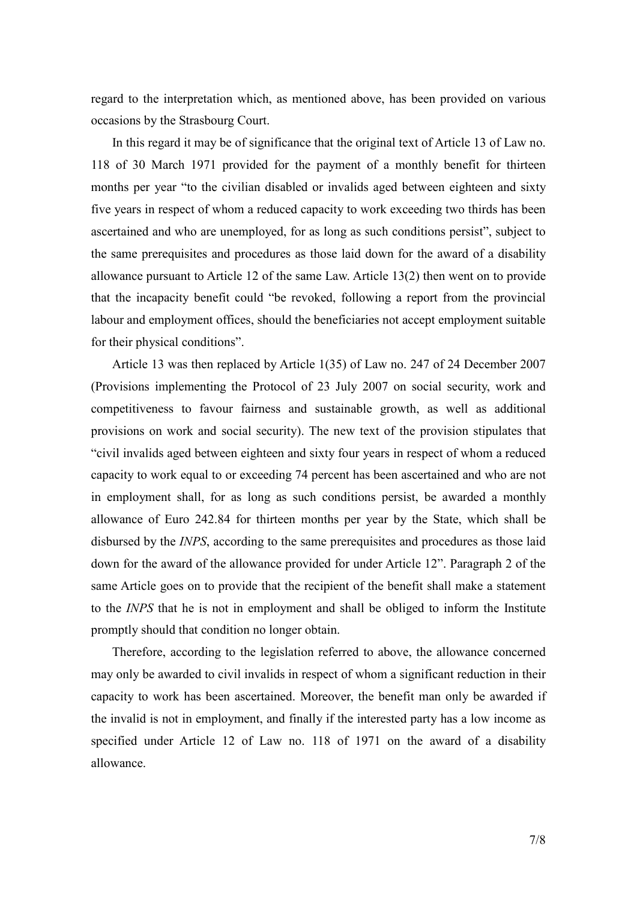regard to the interpretation which, as mentioned above, has been provided on various occasions by the Strasbourg Court.

In this regard it may be of significance that the original text of Article 13 of Law no. 118 of 30 March 1971 provided for the payment of a monthly benefit for thirteen months per year "to the civilian disabled or invalids aged between eighteen and sixty five years in respect of whom a reduced capacity to work exceeding two thirds has been ascertained and who are unemployed, for as long as such conditions persist", subject to the same prerequisites and procedures as those laid down for the award of a disability allowance pursuant to Article 12 of the same Law. Article 13(2) then went on to provide that the incapacity benefit could "be revoked, following a report from the provincial labour and employment offices, should the beneficiaries not accept employment suitable for their physical conditions".

Article 13 was then replaced by Article 1(35) of Law no. 247 of 24 December 2007 (Provisions implementing the Protocol of 23 July 2007 on social security, work and competitiveness to favour fairness and sustainable growth, as well as additional provisions on work and social security). The new text of the provision stipulates that "civil invalids aged between eighteen and sixty four years in respect of whom a reduced capacity to work equal to or exceeding 74 percent has been ascertained and who are not in employment shall, for as long as such conditions persist, be awarded a monthly allowance of Euro 242.84 for thirteen months per year by the State, which shall be disbursed by the *INPS*, according to the same prerequisites and procedures as those laid down for the award of the allowance provided for under Article 12". Paragraph 2 of the same Article goes on to provide that the recipient of the benefit shall make a statement to the *INPS* that he is not in employment and shall be obliged to inform the Institute promptly should that condition no longer obtain.

Therefore, according to the legislation referred to above, the allowance concerned may only be awarded to civil invalids in respect of whom a significant reduction in their capacity to work has been ascertained. Moreover, the benefit man only be awarded if the invalid is not in employment, and finally if the interested party has a low income as specified under Article 12 of Law no. 118 of 1971 on the award of a disability allowance.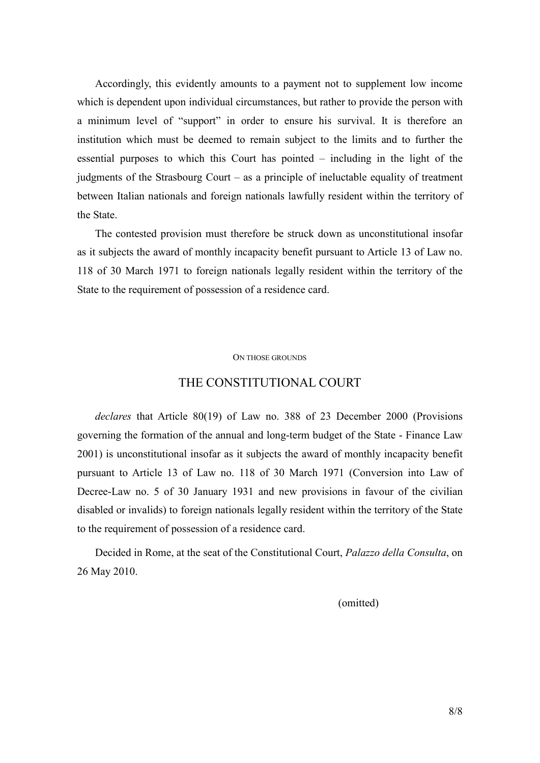Accordingly, this evidently amounts to a payment not to supplement low income which is dependent upon individual circumstances, but rather to provide the person with a minimum level of "support" in order to ensure his survival. It is therefore an institution which must be deemed to remain subject to the limits and to further the essential purposes to which this Court has pointed – including in the light of the judgments of the Strasbourg Court – as a principle of ineluctable equality of treatment between Italian nationals and foreign nationals lawfully resident within the territory of the State.

The contested provision must therefore be struck down as unconstitutional insofar as it subjects the award of monthly incapacity benefit pursuant to Article 13 of Law no. 118 of 30 March 1971 to foreign nationals legally resident within the territory of the State to the requirement of possession of a residence card.

ON THOSE GROUNDS

THE CONSTITUTIONAL COURT

*declares* that Article 80(19) of Law no. 388 of 23 December 2000 (Provisions governing the formation of the annual and long-term budget of the State - Finance Law 2001) is unconstitutional insofar as it subjects the award of monthly incapacity benefit pursuant to Article 13 of Law no. 118 of 30 March 1971 (Conversion into Law of Decree-Law no. 5 of 30 January 1931 and new provisions in favour of the civilian disabled or invalids) to foreign nationals legally resident within the territory of the State to the requirement of possession of a residence card.

Decided in Rome, at the seat of the Constitutional Court, *Palazzo della Consulta*, on 26 May 2010.

(omitted)